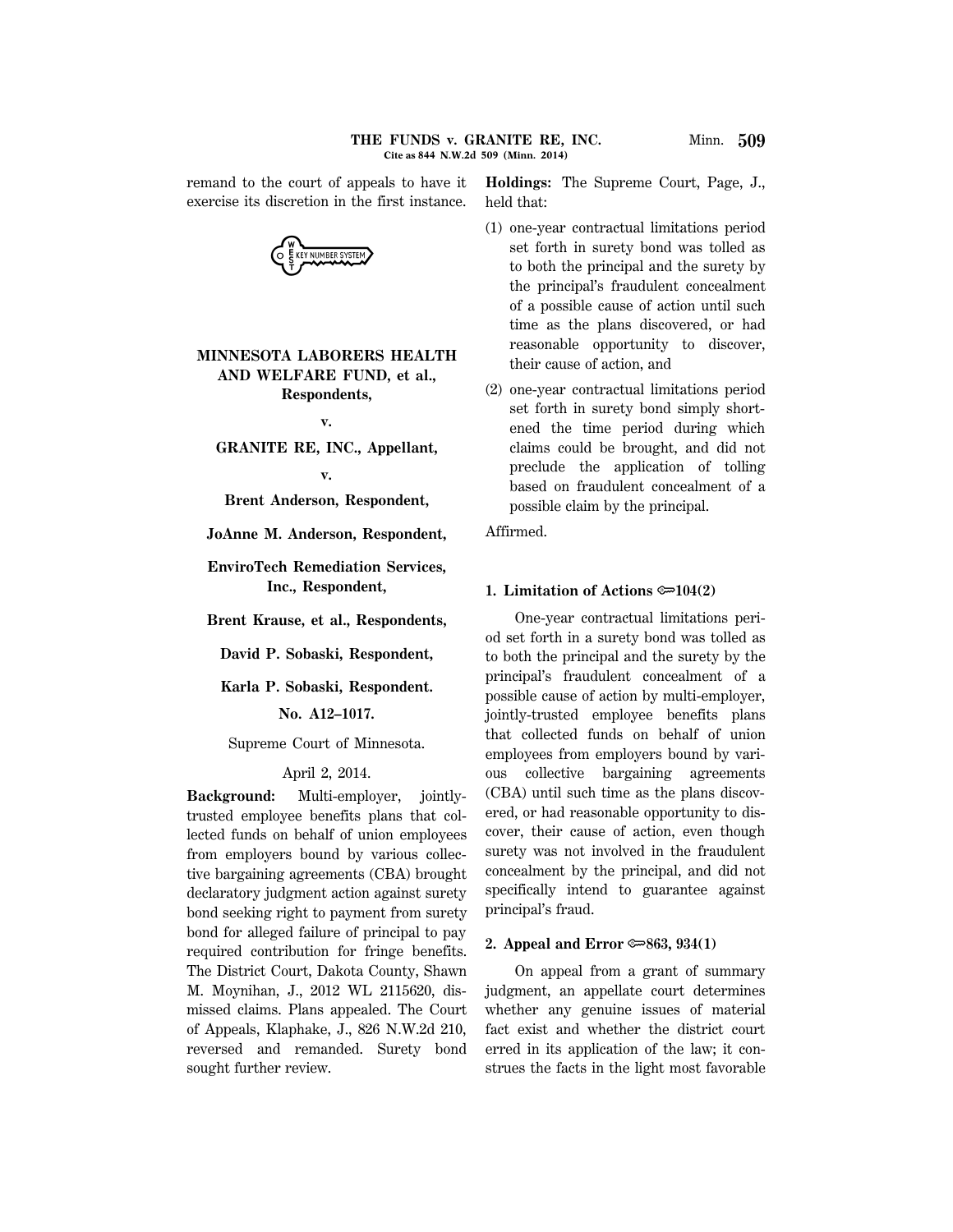remand to the court of appeals to have it exercise its discretion in the first instance.

**MINNESOTA LABORERS HEALTH AND WELFARE FUND, et al., Respondents,**

**v.**

**GRANITE RE, INC., Appellant,**

**v.**

**Brent Anderson, Respondent,**

**JoAnne M. Anderson, Respondent,**

**EnviroTech Remediation Services, Inc., Respondent,**

**Brent Krause, et al., Respondents,**

**David P. Sobaski, Respondent,**

**Karla P. Sobaski, Respondent.**

**No. A12–1017.**

Supreme Court of Minnesota.

April 2, 2014.

**Background:** Multi-employer, jointly-trusted employee benefits plans that collected funds on behalf of union employees from employers bound by various collective bargaining agreements (CBA) brought declaratory judgment action against surety bond seeking right to payment from surety bond for alleged failure of principal to pay required contribution for fringe benefits. The District Court, Dakota County, Shawn M. Moynihan, J., 2012 WL 2115620, dismissed claims. Plans appealed. The Court of Appeals, Klaphake, J., 826 N.W.2d 210, reversed and remanded. Surety bond sought further review.

**Holdings:** The Supreme Court, Page, J., held that:

(1) one-year contractual limitations period set forth in surety bond was tolled as to both the principal and the surety by the principal's fraudulent concealment of a possible cause of action until such time as the plans discovered, or had reasonable opportunity to discover, their cause of action, and

(2) one-year contractual limitations period set forth in surety bond simply shortened the time period during which claims could be brought, and did not preclude the application of tolling based on fraudulent concealment of a possible claim by the principal.

Affirmed.

**1. Limitation of Actions ⟹104(2)**

One-year contractual limitations period set forth in a surety bond was tolled as to both the principal and the surety by the principal's fraudulent concealment of a possible cause of action by multi-employer, jointly-trusted employee benefits plans that collected funds on behalf of union employees from employers bound by various collective bargaining agreements (CBA) until such time as the plans discovered, or had reasonable opportunity to discover, their cause of action, even though surety was not involved in the fraudulent concealment by the principal, and did not specifically intend to guarantee against principal's fraud.

**2. Appeal and Error ⟹863, 934(1)**

On appeal from a grant of summary judgment, an appellate court determines whether any genuine issues of material fact exist and whether the district court erred in its application of the law; it construes the facts in the light most favorable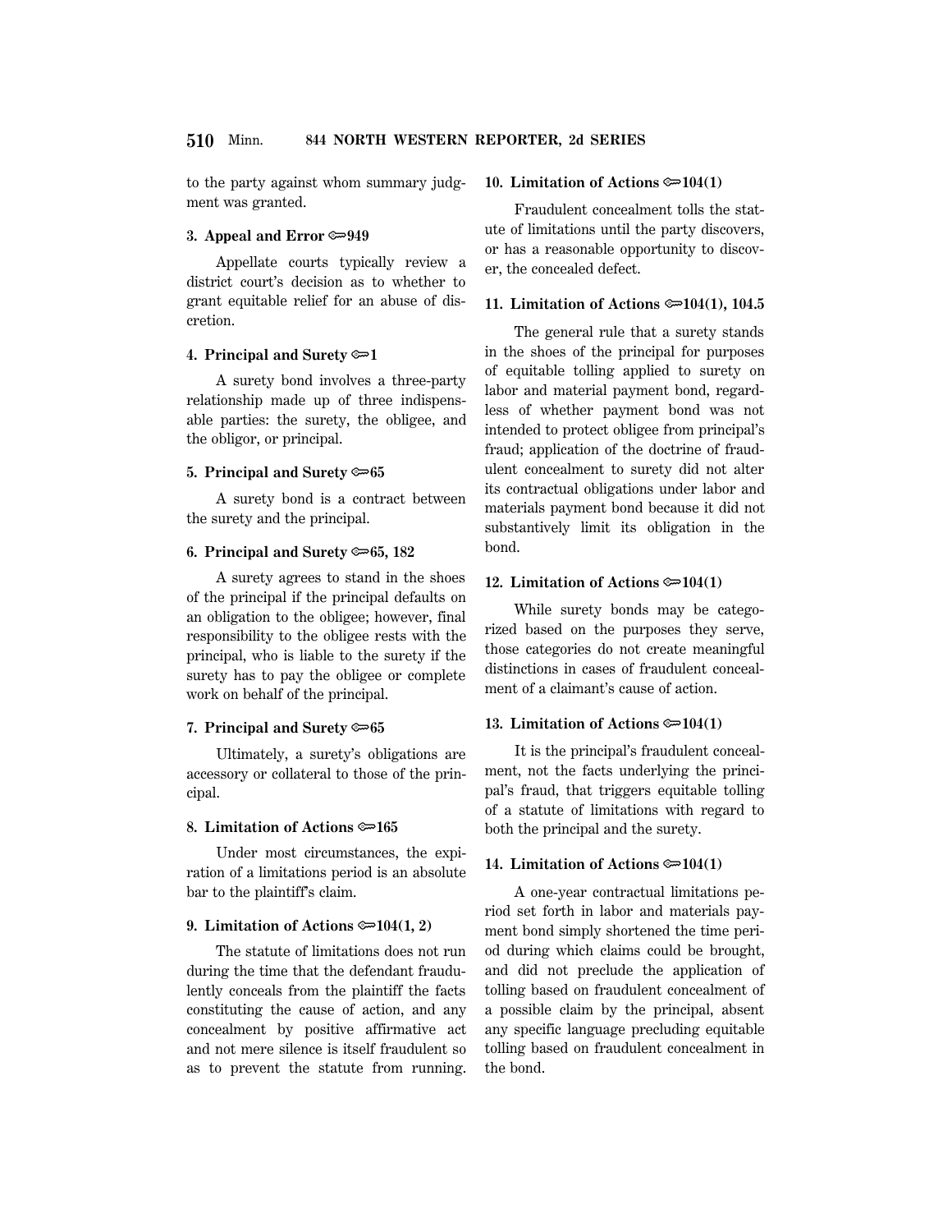to the party against whom summary judgment was granted.

**3. Appeal and Error ⚷949**

Appellate courts typically review a district court's decision as to whether to grant equitable relief for an abuse of discretion.

**4. Principal and Surety ⚷1**

A surety bond involves a three-party relationship made up of three indispensable parties: the surety, the obligee, and the obligor, or principal.

**5. Principal and Surety ⚷65**

A surety bond is a contract between the surety and the principal.

**6. Principal and Surety ⚷65, 182**

A surety agrees to stand in the shoes of the principal if the principal defaults on an obligation to the obligee; however, final responsibility to the obligee rests with the principal, who is liable to the surety if the surety has to pay the obligee or complete work on behalf of the principal.

**7. Principal and Surety ⚷65**

Ultimately, a surety's obligations are accessory or collateral to those of the principal.

**8. Limitation of Actions ⚷165**

Under most circumstances, the expiration of a limitations period is an absolute bar to the plaintiff's claim.

**9. Limitation of Actions ⚷104(1, 2)**

The statute of limitations does not run during the time that the defendant fraudulently conceals from the plaintiff the facts constituting the cause of action, and any concealment by positive affirmative act and not mere silence is itself fraudulent so as to prevent the statute from running.

**10. Limitation of Actions ⚷104(1)**

Fraudulent concealment tolls the statute of limitations until the party discovers, or has a reasonable opportunity to discover, the concealed defect.

**11. Limitation of Actions ⚷104(1), 104.5**

The general rule that a surety stands in the shoes of the principal for purposes of equitable tolling applied to surety on labor and material payment bond, regardless of whether payment bond was not intended to protect obligee from principal's fraud; application of the doctrine of fraudulent concealment to surety did not alter its contractual obligations under labor and materials payment bond because it did not substantively limit its obligation in the bond.

**12. Limitation of Actions ⚷104(1)**

While surety bonds may be categorized based on the purposes they serve, those categories do not create meaningful distinctions in cases of fraudulent concealment of a claimant's cause of action.

**13. Limitation of Actions ⚷104(1)**

It is the principal's fraudulent concealment, not the facts underlying the principal's fraud, that triggers equitable tolling of a statute of limitations with regard to both the principal and the surety.

**14. Limitation of Actions ⚷104(1)**

A one-year contractual limitations period set forth in labor and materials payment bond simply shortened the time period during which claims could be brought, and did not preclude the application of tolling based on fraudulent concealment of a possible claim by the principal, absent any specific language precluding equitable tolling based on fraudulent concealment in the bond.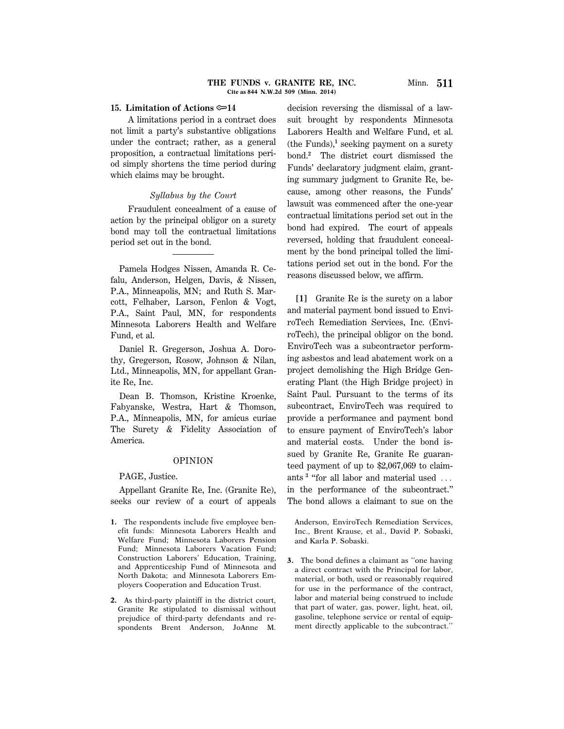**15. Limitation of Actions ⟹14**

A limitations period in a contract does not limit a party's substantive obligations under the contract; rather, as a general proposition, a contractual limitations period simply shortens the time period during which claims may be brought.

*Syllabus by the Court*

Fraudulent concealment of a cause of action by the principal obligor on a surety bond may toll the contractual limitations period set out in the bond.

---

Pamela Hodges Nissen, Amanda R. Cefalu, Anderson, Helgen, Davis, & Nissen, P.A., Minneapolis, MN; and Ruth S. Marcott, Felhaber, Larson, Fenlon & Vogt, P.A., Saint Paul, MN, for respondents Minnesota Laborers Health and Welfare Fund, et al.

Daniel R. Gregerson, Joshua A. Dorothy, Gregerson, Rosow, Johnson & Nilan, Ltd., Minneapolis, MN, for appellant Granite Re, Inc.

Dean B. Thomson, Kristine Kroenke, Fabyanske, Westra, Hart & Thomson, P.A., Minneapolis, MN, for amicus curiae The Surety & Fidelity Association of America.

OPINION

PAGE, Justice.

Appellant Granite Re, Inc. (Granite Re), seeks our review of a court of appeals decision reversing the dismissal of a lawsuit brought by respondents Minnesota Laborers Health and Welfare Fund, et al. (the Funds),[1] seeking payment on a surety bond.[2] The district court dismissed the Funds' declaratory judgment claim, granting summary judgment to Granite Re, because, among other reasons, the Funds' lawsuit was commenced after the one-year contractual limitations period set out in the bond had expired. The court of appeals reversed, holding that fraudulent concealment by the bond principal tolled the limitations period set out in the bond. For the reasons discussed below, we affirm.

**[1]** Granite Re is the surety on a labor and material payment bond issued to EnviroTech Remediation Services, Inc. (EnviroTech), the principal obligor on the bond. EnviroTech was a subcontractor performing asbestos and lead abatement work on a project demolishing the High Bridge Generating Plant (the High Bridge project) in Saint Paul. Pursuant to the terms of its subcontract, EnviroTech was required to provide a performance and payment bond to ensure payment of EnviroTech's labor and material costs. Under the bond issued by Granite Re, Granite Re guaranteed payment of up to $2,067,069 to claimants[3] "for all labor and material used ... in the performance of the subcontract." The bond allows a claimant to sue on the

1. The respondents include five employee benefit funds: Minnesota Laborers Health and Welfare Fund; Minnesota Laborers Pension Fund; Minnesota Laborers Vacation Fund; Construction Laborers' Education, Training, and Apprenticeship Fund of Minnesota and North Dakota; and Minnesota Laborers Employers Cooperation and Education Trust.

2. As third-party plaintiff in the district court, Granite Re stipulated to dismissal without prejudice of third-party defendants and respondents Brent Anderson, JoAnne M. Anderson, EnviroTech Remediation Services, Inc., Brent Krause, et al., David P. Sobaski, and Karla P. Sobaski.

3. The bond defines a claimant as "one having a direct contract with the Principal for labor, material, or both, used or reasonably required for use in the performance of the contract, labor and material being construed to include that part of water, gas, power, light, heat, oil, gasoline, telephone service or rental of equipment directly applicable to the subcontract."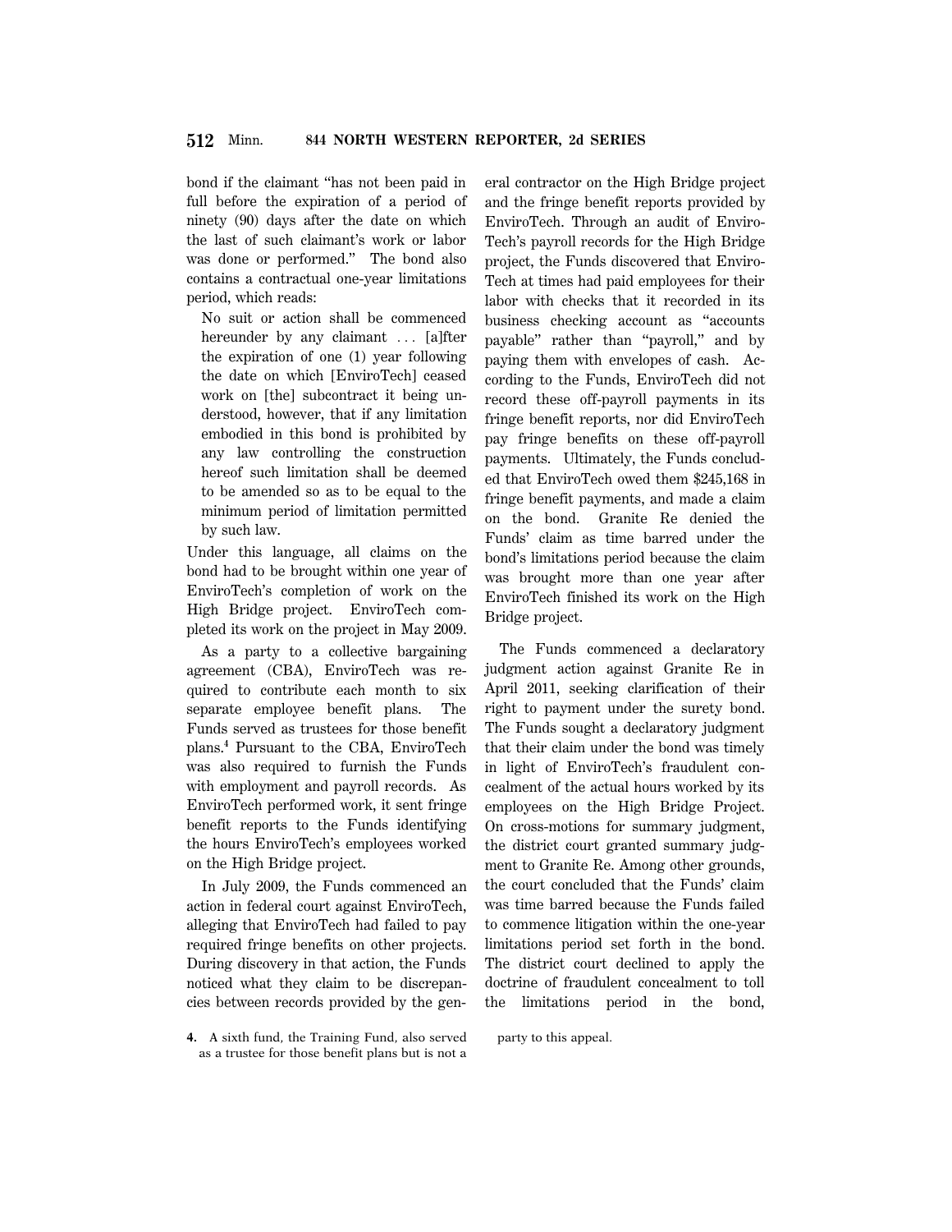bond if the claimant "has not been paid in full before the expiration of a period of ninety (90) days after the date on which the last of such claimant's work or labor was done or performed." The bond also contains a contractual one-year limitations period, which reads:

> No suit or action shall be commenced hereunder by any claimant ... [a]fter the expiration of one (1) year following the date on which [EnviroTech] ceased work on [the] subcontract it being understood, however, that if any limitation embodied in this bond is prohibited by any law controlling the construction hereof such limitation shall be deemed to be amended so as to be equal to the minimum period of limitation permitted by such law.

Under this language, all claims on the bond had to be brought within one year of EnviroTech's completion of work on the High Bridge project. EnviroTech completed its work on the project in May 2009.

As a party to a collective bargaining agreement (CBA), EnviroTech was required to contribute each month to six separate employee benefit plans. The Funds served as trustees for those benefit plans.[4] Pursuant to the CBA, EnviroTech was also required to furnish the Funds with employment and payroll records. As EnviroTech performed work, it sent fringe benefit reports to the Funds identifying the hours EnviroTech's employees worked on the High Bridge project.

In July 2009, the Funds commenced an action in federal court against EnviroTech, alleging that EnviroTech had failed to pay required fringe benefits on other projects. During discovery in that action, the Funds noticed what they claim to be discrepancies between records provided by the general contractor on the High Bridge project and the fringe benefit reports provided by EnviroTech. Through an audit of EnviroTech's payroll records for the High Bridge project, the Funds discovered that EnviroTech at times had paid employees for their labor with checks that it recorded in its business checking account as "accounts payable" rather than "payroll," and by paying them with envelopes of cash. According to the Funds, EnviroTech did not record these off-payroll payments in its fringe benefit reports, nor did EnviroTech pay fringe benefits on these off-payroll payments. Ultimately, the Funds concluded that EnviroTech owed them $245,168 in fringe benefit payments, and made a claim on the bond. Granite Re denied the Funds' claim as time barred under the bond's limitations period because the claim was brought more than one year after EnviroTech finished its work on the High Bridge project.

The Funds commenced a declaratory judgment action against Granite Re in April 2011, seeking clarification of their right to payment under the surety bond. The Funds sought a declaratory judgment that their claim under the bond was timely in light of EnviroTech's fraudulent concealment of the actual hours worked by its employees on the High Bridge Project. On cross-motions for summary judgment, the district court granted summary judgment to Granite Re. Among other grounds, the court concluded that the Funds' claim was time barred because the Funds failed to commence litigation within the one-year limitations period set forth in the bond. The district court declined to apply the doctrine of fraudulent concealment to toll the limitations period in the bond,

4. A sixth fund, the Training Fund, also served as a trustee for those benefit plans but is not a party to this appeal.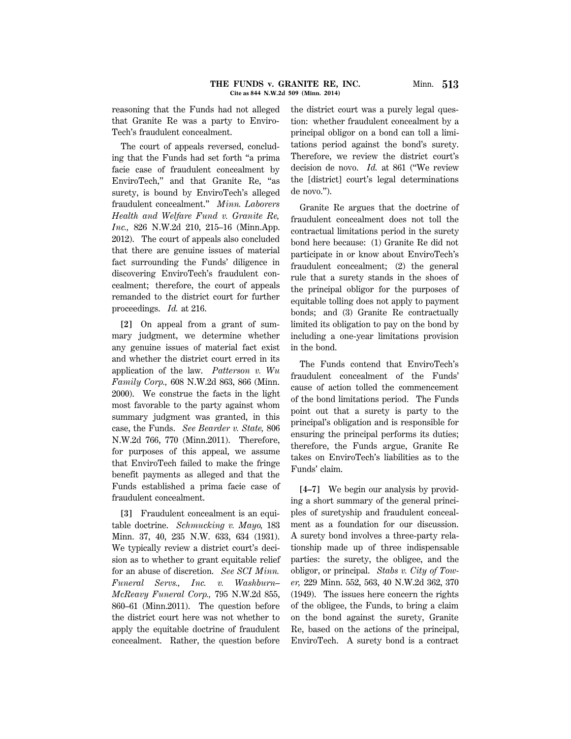reasoning that the Funds had not alleged that Granite Re was a party to EnviroTech's fraudulent concealment.

The court of appeals reversed, concluding that the Funds had set forth "a prima facie case of fraudulent concealment by EnviroTech," and that Granite Re, "as surety, is bound by EnviroTech's alleged fraudulent concealment." *Minn. Laborers Health and Welfare Fund v. Granite Re, Inc.,* 826 N.W.2d 210, 215–16 (Minn.App. 2012). The court of appeals also concluded that there are genuine issues of material fact surrounding the Funds' diligence in discovering EnviroTech's fraudulent concealment; therefore, the court of appeals remanded to the district court for further proceedings. *Id.* at 216.

**[2]** On appeal from a grant of summary judgment, we determine whether any genuine issues of material fact exist and whether the district court erred in its application of the law. *Patterson v. Wu Family Corp.,* 608 N.W.2d 863, 866 (Minn. 2000). We construe the facts in the light most favorable to the party against whom summary judgment was granted, in this case, the Funds. *See Bearder v. State,* 806 N.W.2d 766, 770 (Minn.2011). Therefore, for purposes of this appeal, we assume that EnviroTech failed to make the fringe benefit payments as alleged and that the Funds established a prima facie case of fraudulent concealment.

**[3]** Fraudulent concealment is an equitable doctrine. *Schmucking v. Mayo,* 183 Minn. 37, 40, 235 N.W. 633, 634 (1931). We typically review a district court's decision as to whether to grant equitable relief for an abuse of discretion. *See SCI Minn. Funeral Servs., Inc. v. Washburn–McReavy Funeral Corp.,* 795 N.W.2d 855, 860–61 (Minn.2011). The question before the district court here was not whether to apply the equitable doctrine of fraudulent concealment. Rather, the question before the district court was a purely legal question: whether fraudulent concealment by a principal obligor on a bond can toll a limitations period against the bond's surety. Therefore, we review the district court's decision de novo. *Id.* at 861 ("We review the [district] court's legal determinations de novo.").

Granite Re argues that the doctrine of fraudulent concealment does not toll the contractual limitations period in the surety bond here because: (1) Granite Re did not participate in or know about EnviroTech's fraudulent concealment; (2) the general rule that a surety stands in the shoes of the principal obligor for the purposes of equitable tolling does not apply to payment bonds; and (3) Granite Re contractually limited its obligation to pay on the bond by including a one-year limitations provision in the bond.

The Funds contend that EnviroTech's fraudulent concealment of the Funds' cause of action tolled the commencement of the bond limitations period. The Funds point out that a surety is party to the principal's obligation and is responsible for ensuring the principal performs its duties; therefore, the Funds argue, Granite Re takes on EnviroTech's liabilities as to the Funds' claim.

**[4–7]** We begin our analysis by providing a short summary of the general principles of suretyship and fraudulent concealment as a foundation for our discussion. A surety bond involves a three-party relationship made up of three indispensable parties: the surety, the obligee, and the obligor, or principal. *Stabs v. City of Tower,* 229 Minn. 552, 563, 40 N.W.2d 362, 370 (1949). The issues here concern the rights of the obligee, the Funds, to bring a claim on the bond against the surety, Granite Re, based on the actions of the principal, EnviroTech. A surety bond is a contract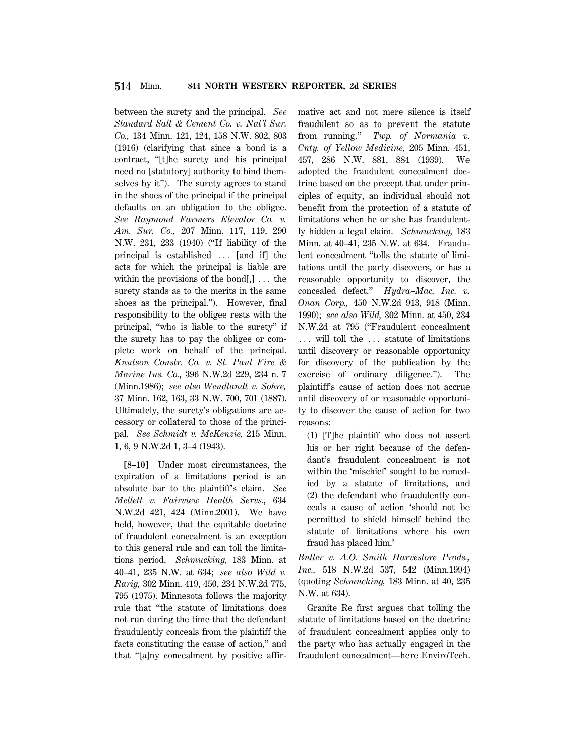between the surety and the principal. *See Standard Salt & Cement Co. v. Nat'l Sur. Co.,* 134 Minn. 121, 124, 158 N.W. 802, 803 (1916) (clarifying that since a bond is a contract, "[t]he surety and his principal need no [statutory] authority to bind themselves by it"). The surety agrees to stand in the shoes of the principal if the principal defaults on an obligation to the obligee. *See Raymond Farmers Elevator Co. v. Am. Sur. Co.,* 207 Minn. 117, 119, 290 N.W. 231, 233 (1940) ("If liability of the principal is established ... [and if] the acts for which the principal is liable are within the provisions of the bond[,] ... the surety stands as to the merits in the same shoes as the principal."). However, final responsibility to the obligee rests with the principal, "who is liable to the surety" if the surety has to pay the obligee or complete work on behalf of the principal. *Knutson Constr. Co. v. St. Paul Fire & Marine Ins. Co.,* 396 N.W.2d 229, 234 n. 7 (Minn.1986); *see also Wendlandt v. Sohre,* 37 Minn. 162, 163, 33 N.W. 700, 701 (1887). Ultimately, the surety's obligations are accessory or collateral to those of the principal. *See Schmidt v. McKenzie,* 215 Minn. 1, 6, 9 N.W.2d 1, 3–4 (1943).

**[8–10]** Under most circumstances, the expiration of a limitations period is an absolute bar to the plaintiff's claim. *See Mellett v. Fairview Health Servs.,* 634 N.W.2d 421, 424 (Minn.2001). We have held, however, that the equitable doctrine of fraudulent concealment is an exception to this general rule and can toll the limitations period. *Schmucking,* 183 Minn. at 40–41, 235 N.W. at 634; *see also Wild v. Rarig,* 302 Minn. 419, 450, 234 N.W.2d 775, 795 (1975). Minnesota follows the majority rule that "the statute of limitations does not run during the time that the defendant fraudulently conceals from the plaintiff the facts constituting the cause of action," and that "[a]ny concealment by positive affirmative act and not mere silence is itself fraudulent so as to prevent the statute from running." *Twp. of Normania v. Cnty. of Yellow Medicine,* 205 Minn. 451, 457, 286 N.W. 881, 884 (1939). We adopted the fraudulent concealment doctrine based on the precept that under principles of equity, an individual should not benefit from the protection of a statute of limitations when he or she has fraudulently hidden a legal claim. *Schmucking,* 183 Minn. at 40–41, 235 N.W. at 634. Fraudulent concealment "tolls the statute of limitations until the party discovers, or has a reasonable opportunity to discover, the concealed defect." *Hydra–Mac, Inc. v. Onan Corp.,* 450 N.W.2d 913, 918 (Minn. 1990); *see also Wild,* 302 Minn. at 450, 234 N.W.2d at 795 ("Fraudulent concealment ... will toll the ... statute of limitations until discovery or reasonable opportunity for discovery of the publication by the exercise of ordinary diligence."). The plaintiff's cause of action does not accrue until discovery of or reasonable opportunity to discover the cause of action for two reasons:

> (1) [T]he plaintiff who does not assert his or her right because of the defendant's fraudulent concealment is not within the 'mischief' sought to be remedied by a statute of limitations, and (2) the defendant who fraudulently conceals a cause of action 'should not be permitted to shield himself behind the statute of limitations where his own fraud has placed him.'

*Buller v. A.O. Smith Harvestore Prods., Inc.,* 518 N.W.2d 537, 542 (Minn.1994) (quoting *Schmucking,* 183 Minn. at 40, 235 N.W. at 634).

Granite Re first argues that tolling the statute of limitations based on the doctrine of fraudulent concealment applies only to the party who has actually engaged in the fraudulent concealment—here EnviroTech.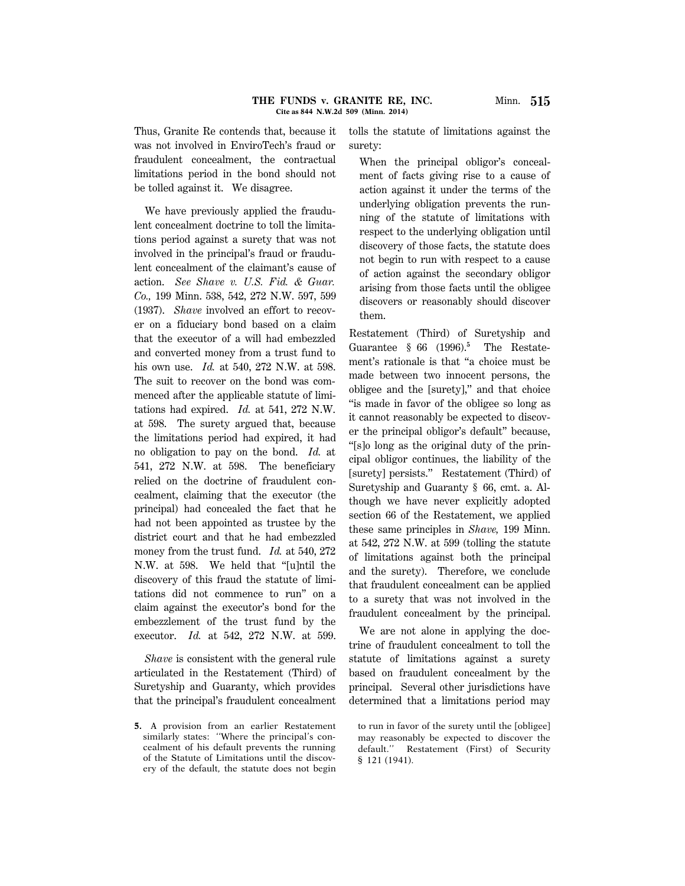Thus, Granite Re contends that, because it was not involved in EnviroTech's fraud or fraudulent concealment, the contractual limitations period in the bond should not be tolled against it. We disagree.

We have previously applied the fraudulent concealment doctrine to toll the limitations period against a surety that was not involved in the principal's fraud or fraudulent concealment of the claimant's cause of action. *See Shave v. U.S. Fid. & Guar. Co.,* 199 Minn. 538, 542, 272 N.W. 597, 599 (1937). *Shave* involved an effort to recover on a fiduciary bond based on a claim that the executor of a will had embezzled and converted money from a trust fund to his own use. *Id.* at 540, 272 N.W. at 598. The suit to recover on the bond was commenced after the applicable statute of limitations had expired. *Id.* at 541, 272 N.W. at 598. The surety argued that, because the limitations period had expired, it had no obligation to pay on the bond. *Id.* at 541, 272 N.W. at 598. The beneficiary relied on the doctrine of fraudulent concealment, claiming that the executor (the principal) had concealed the fact that he had not been appointed as trustee by the district court and that he had embezzled money from the trust fund. *Id.* at 540, 272 N.W. at 598. We held that "[u]ntil the discovery of this fraud the statute of limitations did not commence to run" on a claim against the executor's bond for the embezzlement of the trust fund by the executor. *Id.* at 542, 272 N.W. at 599.

*Shave* is consistent with the general rule articulated in the Restatement (Third) of Suretyship and Guaranty, which provides that the principal's fraudulent concealment tolls the statute of limitations against the surety:

> When the principal obligor's concealment of facts giving rise to a cause of action against it under the terms of the underlying obligation prevents the running of the statute of limitations with respect to the underlying obligation until discovery of those facts, the statute does not begin to run with respect to a cause of action against the secondary obligor arising from those facts until the obligee discovers or reasonably should discover them.

Restatement (Third) of Suretyship and Guarantee § 66 (1996).[5] The Restatement's rationale is that "a choice must be made between two innocent persons, the obligee and the [surety]," and that choice "is made in favor of the obligee so long as it cannot reasonably be expected to discover the principal obligor's default" because, "[s]o long as the original duty of the principal obligor continues, the liability of the [surety] persists." Restatement (Third) of Suretyship and Guaranty § 66, cmt. a. Although we have never explicitly adopted section 66 of the Restatement, we applied these same principles in *Shave,* 199 Minn. at 542, 272 N.W. at 599 (tolling the statute of limitations against both the principal and the surety). Therefore, we conclude that fraudulent concealment can be applied to a surety that was not involved in the fraudulent concealment by the principal.

We are not alone in applying the doctrine of fraudulent concealment to toll the statute of limitations against a surety based on fraudulent concealment by the principal. Several other jurisdictions have determined that a limitations period may

5. A provision from an earlier Restatement similarly states: "Where the principal's concealment of his default prevents the running of the Statute of Limitations until the discovery of the default, the statute does not begin to run in favor of the surety until the [obligee] may reasonably be expected to discover the default." Restatement (First) of Security § 121 (1941).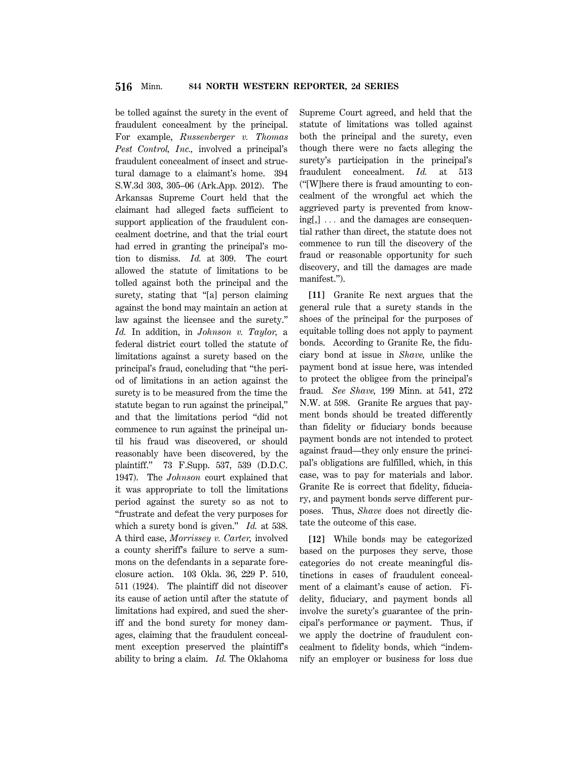be tolled against the surety in the event of fraudulent concealment by the principal. For example, *Russenberger v. Thomas Pest Control, Inc.,* involved a principal's fraudulent concealment of insect and structural damage to a claimant's home. 394 S.W.3d 303, 305–06 (Ark.App. 2012). The Arkansas Supreme Court held that the claimant had alleged facts sufficient to support application of the fraudulent concealment doctrine, and that the trial court had erred in granting the principal's motion to dismiss. *Id.* at 309. The court allowed the statute of limitations to be tolled against both the principal and the surety, stating that "[a] person claiming against the bond may maintain an action at law against the licensee and the surety." *Id.* In addition, in *Johnson v. Taylor,* a federal district court tolled the statute of limitations against a surety based on the principal's fraud, concluding that "the period of limitations in an action against the surety is to be measured from the time the statute began to run against the principal," and that the limitations period "did not commence to run against the principal until his fraud was discovered, or should reasonably have been discovered, by the plaintiff." 73 F.Supp. 537, 539 (D.D.C. 1947). The *Johnson* court explained that it was appropriate to toll the limitations period against the surety so as not to "frustrate and defeat the very purposes for which a surety bond is given." *Id.* at 538. A third case, *Morrissey v. Carter,* involved a county sheriff's failure to serve a summons on the defendants in a separate foreclosure action. 103 Okla. 36, 229 P. 510, 511 (1924). The plaintiff did not discover its cause of action until after the statute of limitations had expired, and sued the sheriff and the bond surety for money damages, claiming that the fraudulent concealment exception preserved the plaintiff's ability to bring a claim. *Id.* The Oklahoma Supreme Court agreed, and held that the statute of limitations was tolled against both the principal and the surety, even though there were no facts alleging the surety's participation in the principal's fraudulent concealment. *Id.* at 513 ("[W]here there is fraud amounting to concealment of the wrongful act which the aggrieved party is prevented from knowing[,] ... and the damages are consequential rather than direct, the statute does not commence to run till the discovery of the fraud or reasonable opportunity for such discovery, and till the damages are made manifest.").

**[11]** Granite Re next argues that the general rule that a surety stands in the shoes of the principal for the purposes of equitable tolling does not apply to payment bonds. According to Granite Re, the fiduciary bond at issue in *Shave,* unlike the payment bond at issue here, was intended to protect the obligee from the principal's fraud. *See Shave,* 199 Minn. at 541, 272 N.W. at 598. Granite Re argues that payment bonds should be treated differently than fidelity or fiduciary bonds because payment bonds are not intended to protect against fraud—they only ensure the principal's obligations are fulfilled, which, in this case, was to pay for materials and labor. Granite Re is correct that fidelity, fiduciary, and payment bonds serve different purposes. Thus, *Shave* does not directly dictate the outcome of this case.

**[12]** While bonds may be categorized based on the purposes they serve, those categories do not create meaningful distinctions in cases of fraudulent concealment of a claimant's cause of action. Fidelity, fiduciary, and payment bonds all involve the surety's guarantee of the principal's performance or payment. Thus, if we apply the doctrine of fraudulent concealment to fidelity bonds, which "indemnify an employer or business for loss due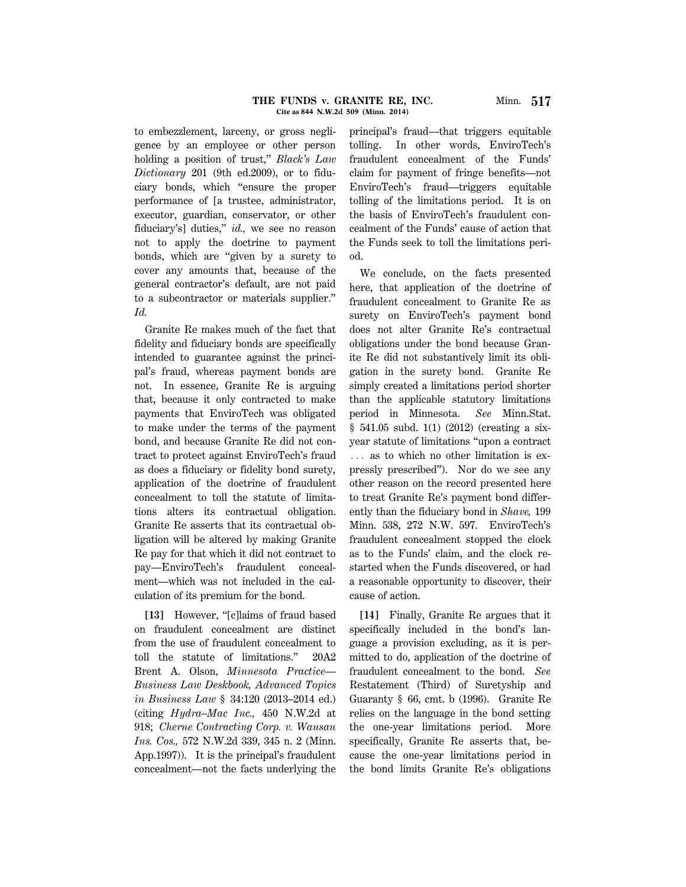to embezzlement, larceny, or gross negligence by an employee or other person holding a position of trust," *Black's Law Dictionary* 201 (9th ed.2009), or to fiduciary bonds, which "ensure the proper performance of [a trustee, administrator, executor, guardian, conservator, or other fiduciary's] duties," *id.,* we see no reason not to apply the doctrine to payment bonds, which are "given by a surety to cover any amounts that, because of the general contractor's default, are not paid to a subcontractor or materials supplier." *Id.*

Granite Re makes much of the fact that fidelity and fiduciary bonds are specifically intended to guarantee against the principal's fraud, whereas payment bonds are not. In essence, Granite Re is arguing that, because it only contracted to make payments that EnviroTech was obligated to make under the terms of the payment bond, and because Granite Re did not contract to protect against EnviroTech's fraud as does a fiduciary or fidelity bond surety, application of the doctrine of fraudulent concealment to toll the statute of limitations alters its contractual obligation. Granite Re asserts that its contractual obligation will be altered by making Granite Re pay for that which it did not contract to pay—EnviroTech's fraudulent concealment—which was not included in the calculation of its premium for the bond.

**[13]** However, "[c]laims of fraud based on fraudulent concealment are distinct from the use of fraudulent concealment to toll the statute of limitations." 20A2 Brent A. Olson, *Minnesota Practice—Business Law Deskbook, Advanced Topics in Business Law* § 34:120 (2013–2014 ed.) (citing *Hydra–Mac Inc.,* 450 N.W.2d at 918; *Cherne Contracting Corp. v. Wausau Ins. Cos.,* 572 N.W.2d 339, 345 n. 2 (Minn. App.1997)). It is the principal's fraudulent concealment—not the facts underlying the principal's fraud—that triggers equitable tolling. In other words, EnviroTech's fraudulent concealment of the Funds' claim for payment of fringe benefits—not EnviroTech's fraud—triggers equitable tolling of the limitations period. It is on the basis of EnviroTech's fraudulent concealment of the Funds' cause of action that the Funds seek to toll the limitations period.

We conclude, on the facts presented here, that application of the doctrine of fraudulent concealment to Granite Re as surety on EnviroTech's payment bond does not alter Granite Re's contractual obligations under the bond because Granite Re did not substantively limit its obligation in the surety bond. Granite Re simply created a limitations period shorter than the applicable statutory limitations period in Minnesota. *See* Minn.Stat. § 541.05 subd. 1(1) (2012) (creating a six-year statute of limitations "upon a contract ... as to which no other limitation is expressly prescribed"). Nor do we see any other reason on the record presented here to treat Granite Re's payment bond differently than the fiduciary bond in *Shave,* 199 Minn. 538, 272 N.W. 597. EnviroTech's fraudulent concealment stopped the clock as to the Funds' claim, and the clock restarted when the Funds discovered, or had a reasonable opportunity to discover, their cause of action.

**[14]** Finally, Granite Re argues that it specifically included in the bond's language a provision excluding, as it is permitted to do, application of the doctrine of fraudulent concealment to the bond. *See* Restatement (Third) of Suretyship and Guaranty § 66, cmt. b (1996). Granite Re relies on the language in the bond setting the one-year limitations period. More specifically, Granite Re asserts that, because the one-year limitations period in the bond limits Granite Re's obligations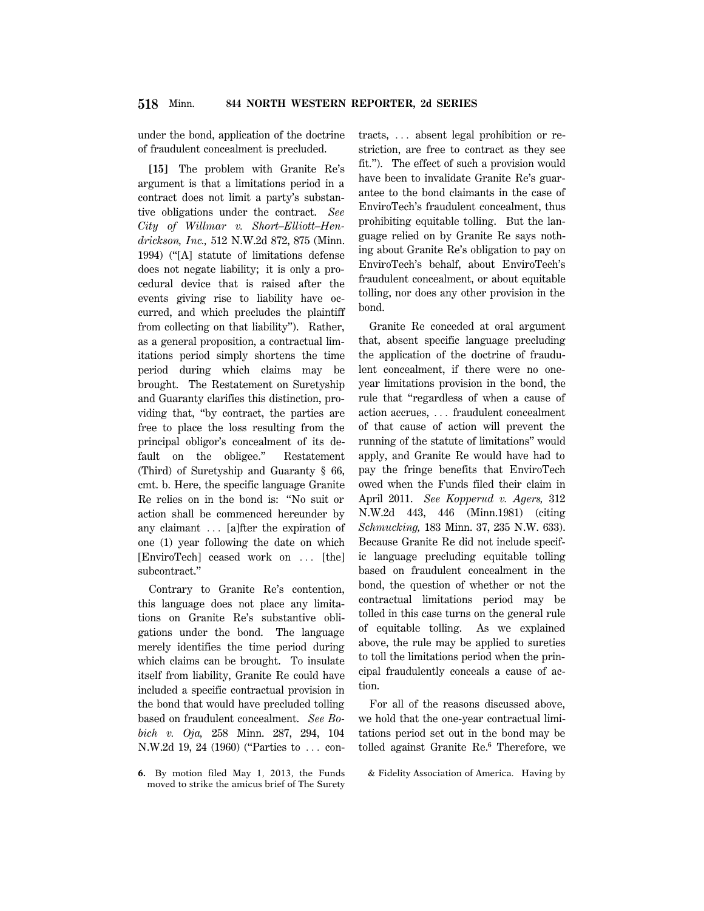under the bond, application of the doctrine of fraudulent concealment is precluded.

**[15]** The problem with Granite Re's argument is that a limitations period in a contract does not limit a party's substantive obligations under the contract. *See City of Willmar v. Short–Elliott–Hendrickson, Inc.,* 512 N.W.2d 872, 875 (Minn. 1994) ("[A] statute of limitations defense does not negate liability; it is only a procedural device that is raised after the events giving rise to liability have occurred, and which precludes the plaintiff from collecting on that liability"). Rather, as a general proposition, a contractual limitations period simply shortens the time period during which claims may be brought. The Restatement on Suretyship and Guaranty clarifies this distinction, providing that, "by contract, the parties are free to place the loss resulting from the principal obligor's concealment of its default on the obligee." Restatement (Third) of Suretyship and Guaranty § 66, cmt. b. Here, the specific language Granite Re relies on in the bond is: "No suit or action shall be commenced hereunder by any claimant … [a]fter the expiration of one (1) year following the date on which [EnviroTech] ceased work on … [the] subcontract."

Contrary to Granite Re's contention, this language does not place any limitations on Granite Re's substantive obligations under the bond. The language merely identifies the time period during which claims can be brought. To insulate itself from liability, Granite Re could have included a specific contractual provision in the bond that would have precluded tolling based on fraudulent concealment. *See Bobich v. Oja,* 258 Minn. 287, 294, 104 N.W.2d 19, 24 (1960) ("Parties to … contracts, … absent legal prohibition or restriction, are free to contract as they see fit."). The effect of such a provision would have been to invalidate Granite Re's guarantee to the bond claimants in the case of EnviroTech's fraudulent concealment, thus prohibiting equitable tolling. But the language relied on by Granite Re says nothing about Granite Re's obligation to pay on EnviroTech's behalf, about EnviroTech's fraudulent concealment, or about equitable tolling, nor does any other provision in the bond.

Granite Re conceded at oral argument that, absent specific language precluding the application of the doctrine of fraudulent concealment, if there were no one-year limitations provision in the bond, the rule that "regardless of when a cause of action accrues, … fraudulent concealment of that cause of action will prevent the running of the statute of limitations" would apply, and Granite Re would have had to pay the fringe benefits that EnviroTech owed when the Funds filed their claim in April 2011. *See Kopperud v. Agers,* 312 N.W.2d 443, 446 (Minn.1981) (citing *Schmucking,* 183 Minn. 37, 235 N.W. 633). Because Granite Re did not include specific language precluding equitable tolling based on fraudulent concealment in the bond, the question of whether or not the contractual limitations period may be tolled in this case turns on the general rule of equitable tolling. As we explained above, the rule may be applied to sureties to toll the limitations period when the principal fraudulently conceals a cause of action.

For all of the reasons discussed above, we hold that the one-year contractual limitations period set out in the bond may be tolled against Granite Re.[6] Therefore, we

---

6. By motion filed May 1, 2013, the Funds moved to strike the amicus brief of The Surety & Fidelity Association of America. Having by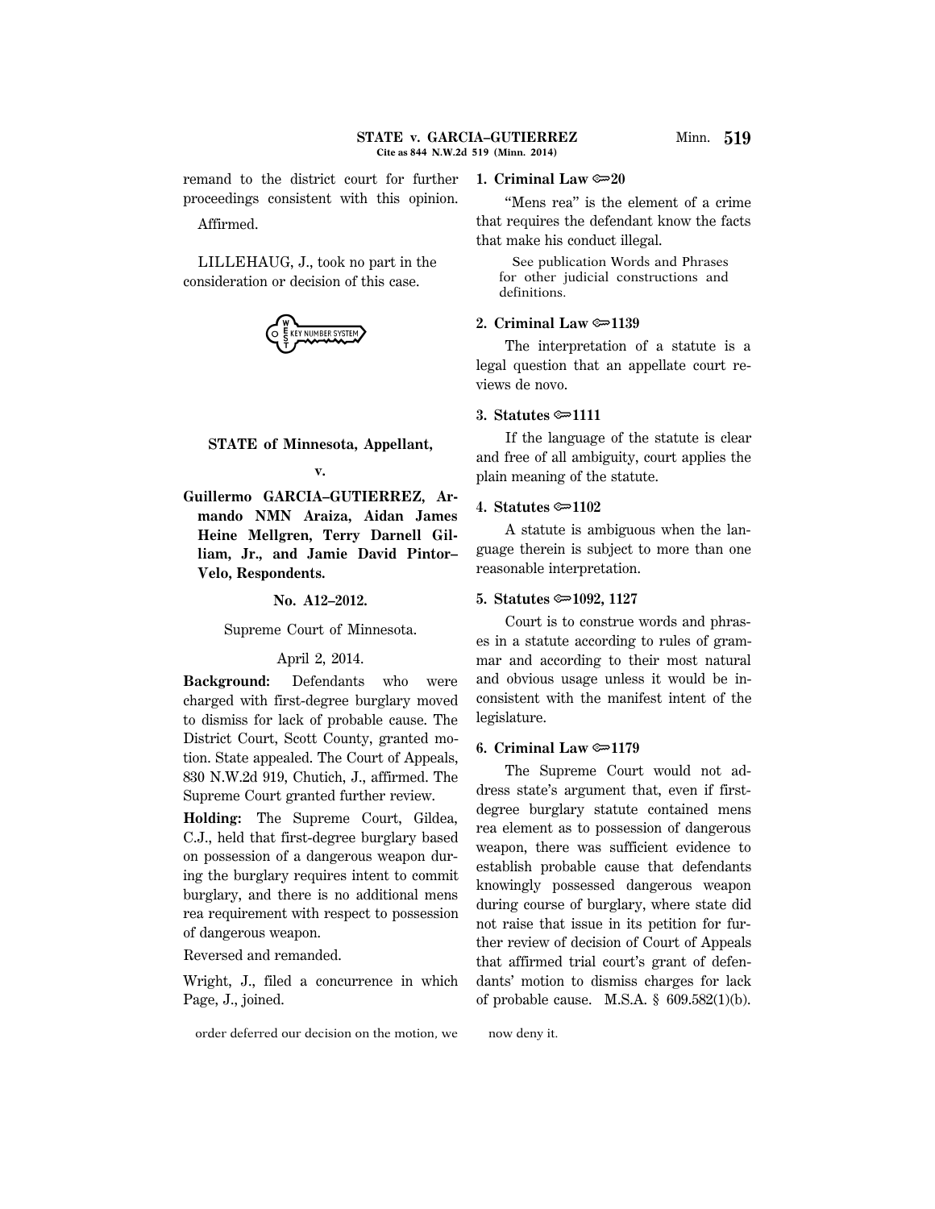remand to the district court for further proceedings consistent with this opinion.

Affirmed.

LILLEHAUG, J., took no part in the consideration or decision of this case.

**STATE of Minnesota, Appellant,**

**v.**

**Guillermo GARCIA–GUTIERREZ, Armando NMN Araiza, Aidan James Heine Mellgren, Terry Darnell Gilliam, Jr., and Jamie David Pintor–Velo, Respondents.**

**No. A12–2012.**

Supreme Court of Minnesota.

April 2, 2014.

**Background:** Defendants who were charged with first-degree burglary moved to dismiss for lack of probable cause. The District Court, Scott County, granted motion. State appealed. The Court of Appeals, 830 N.W.2d 919, Chutich, J., affirmed. The Supreme Court granted further review.

**Holding:** The Supreme Court, Gildea, C.J., held that first-degree burglary based on possession of a dangerous weapon during the burglary requires intent to commit burglary, and there is no additional mens rea requirement with respect to possession of dangerous weapon.

Reversed and remanded.

Wright, J., filed a concurrence in which Page, J., joined.

**1. Criminal Law ⇐20**

"Mens rea" is the element of a crime that requires the defendant know the facts that make his conduct illegal.

See publication Words and Phrases for other judicial constructions and definitions.

**2. Criminal Law ⇐1139**

The interpretation of a statute is a legal question that an appellate court reviews de novo.

**3. Statutes ⇐1111**

If the language of the statute is clear and free of all ambiguity, court applies the plain meaning of the statute.

**4. Statutes ⇐1102**

A statute is ambiguous when the language therein is subject to more than one reasonable interpretation.

**5. Statutes ⇐1092, 1127**

Court is to construe words and phrases in a statute according to rules of grammar and according to their most natural and obvious usage unless it would be inconsistent with the manifest intent of the legislature.

**6. Criminal Law ⇐1179**

The Supreme Court would not address state's argument that, even if first-degree burglary statute contained mens rea element as to possession of dangerous weapon, there was sufficient evidence to establish probable cause that defendants knowingly possessed dangerous weapon during course of burglary, where state did not raise that issue in its petition for further review of decision of Court of Appeals that affirmed trial court's grant of defendants' motion to dismiss charges for lack of probable cause. M.S.A. § 609.582(1)(b).

order deferred our decision on the motion, we now deny it.